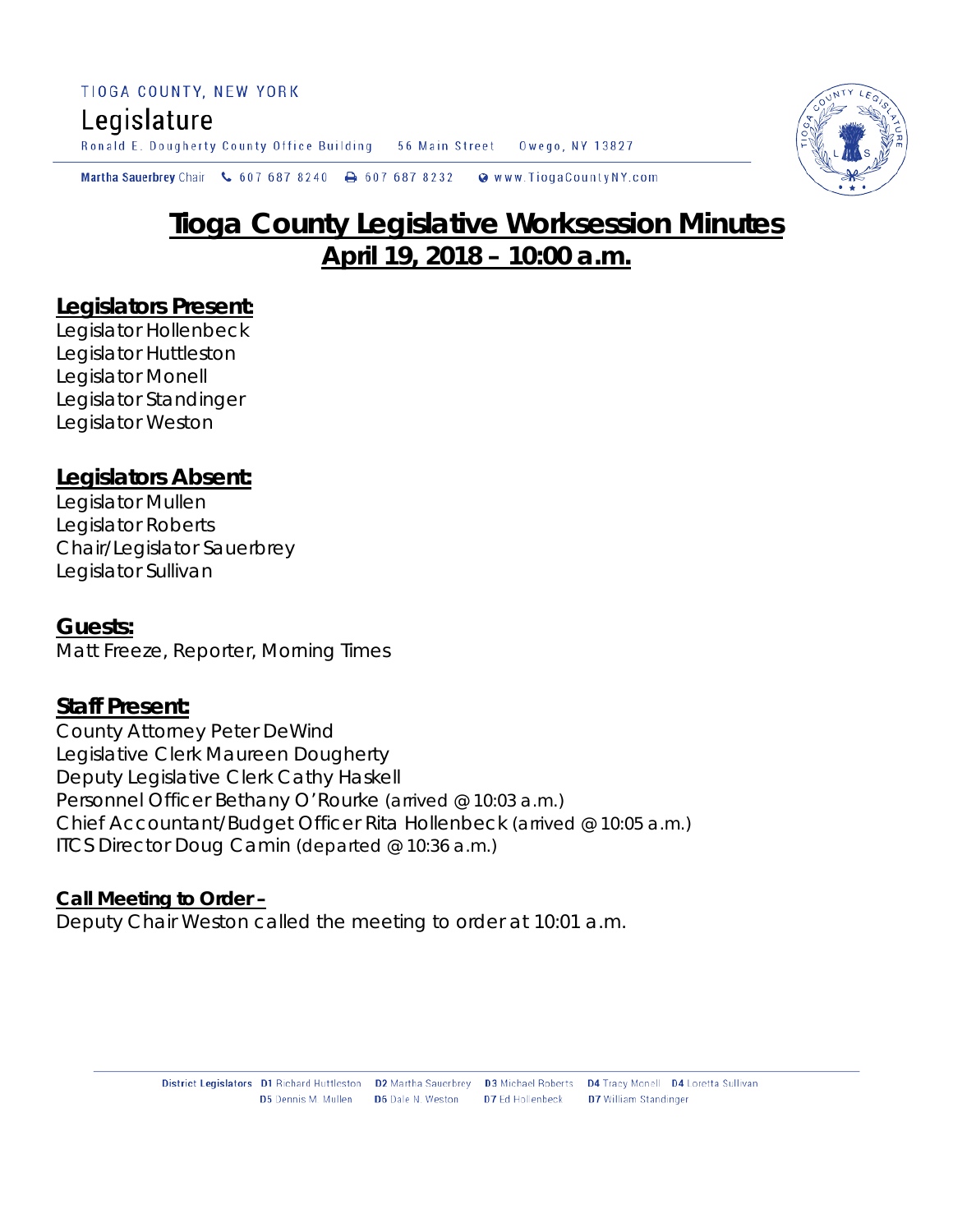TIOGA COUNTY, NEW YORK

Legislature

Ronald E. Dougherty County Office Building 56 Main Street Owego, NY 13827

Martha Sauerbrey Chair 607 687 8240 607 687 8232 www.TiogaCountyNY.com

# Tioga County Legislative Worksession Minutes
## April 19, 2018 – 10:00 a.m.

### Legislators Present:

Legislator Hollenbeck
Legislator Huttleston
Legislator Monell
Legislator Standinger
Legislator Weston

### Legislators Absent:

Legislator Mullen
Legislator Roberts
Chair/Legislator Sauerbrey
Legislator Sullivan

### Guests:

Matt Freeze, Reporter, Morning Times

### Staff Present:

County Attorney Peter DeWind
Legislative Clerk Maureen Dougherty
Deputy Legislative Clerk Cathy Haskell
Personnel Officer Bethany O'Rourke (arrived @ 10:03 a.m.)
Chief Accountant/Budget Officer Rita Hollenbeck (arrived @ 10:05 a.m.)
ITCS Director Doug Camin (departed @ 10:36 a.m.)

**Call Meeting to Order –**

Deputy Chair Weston called the meeting to order at 10:01 a.m.

District Legislators D1 Richard Huttleston D2 Martha Sauerbrey D3 Michael Roberts D4 Tracy Monell D4 Loretta Sullivan D5 Dennis M. Mullen D6 Dale N. Weston D7 Ed Hollenbeck D7 William Standinger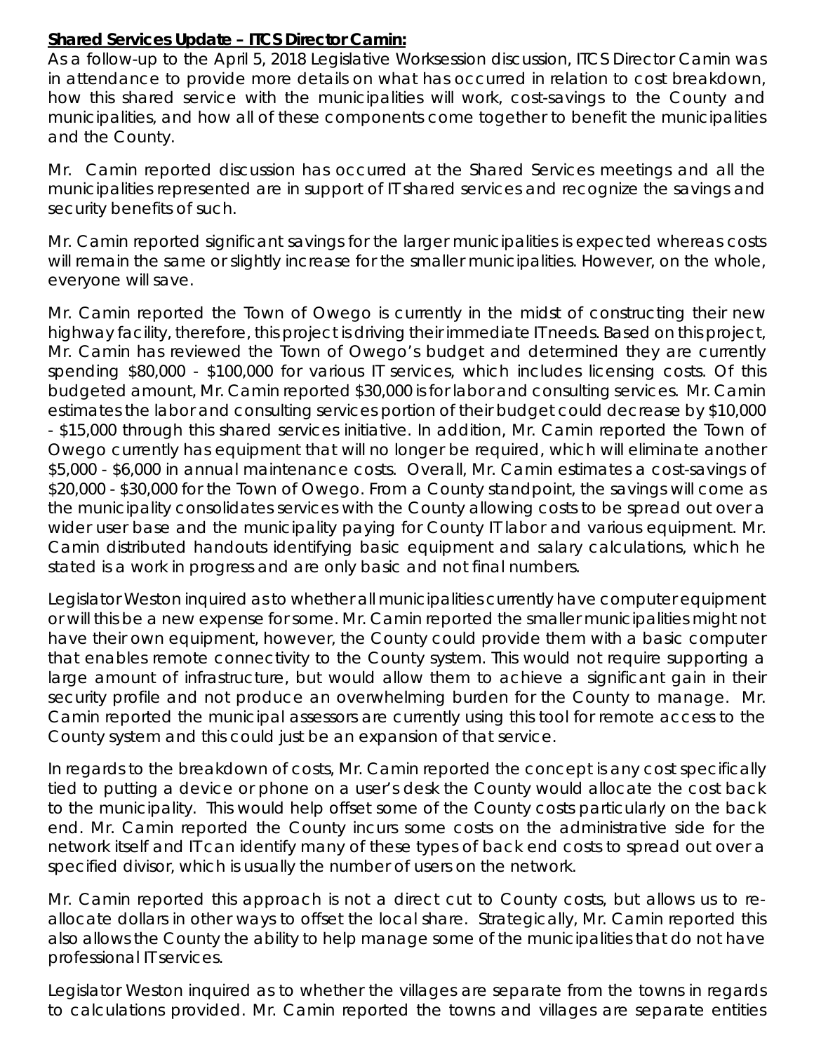**Shared Services Update – ITCS Director Camin:**

As a follow-up to the April 5, 2018 Legislative Worksession discussion, ITCS Director Camin was in attendance to provide more details on what has occurred in relation to cost breakdown, how this shared service with the municipalities will work, cost-savings to the County and municipalities, and how all of these components come together to benefit the municipalities and the County.

Mr. Camin reported discussion has occurred at the Shared Services meetings and all the municipalities represented are in support of IT shared services and recognize the savings and security benefits of such.

Mr. Camin reported significant savings for the larger municipalities is expected whereas costs will remain the same or slightly increase for the smaller municipalities. However, on the whole, everyone will save.

Mr. Camin reported the Town of Owego is currently in the midst of constructing their new highway facility, therefore, this project is driving their immediate IT needs. Based on this project, Mr. Camin has reviewed the Town of Owego's budget and determined they are currently spending $80,000 - $100,000 for various IT services, which includes licensing costs. Of this budgeted amount, Mr. Camin reported $30,000 is for labor and consulting services. Mr. Camin estimates the labor and consulting services portion of their budget could decrease by $10,000 - $15,000 through this shared services initiative. In addition, Mr. Camin reported the Town of Owego currently has equipment that will no longer be required, which will eliminate another $5,000 - $6,000 in annual maintenance costs. Overall, Mr. Camin estimates a cost-savings of $20,000 - $30,000 for the Town of Owego. From a County standpoint, the savings will come as the municipality consolidates services with the County allowing costs to be spread out over a wider user base and the municipality paying for County IT labor and various equipment. Mr. Camin distributed handouts identifying basic equipment and salary calculations, which he stated is a work in progress and are only basic and not final numbers.

Legislator Weston inquired as to whether all municipalities currently have computer equipment or will this be a new expense for some. Mr. Camin reported the smaller municipalities might not have their own equipment, however, the County could provide them with a basic computer that enables remote connectivity to the County system. This would not require supporting a large amount of infrastructure, but would allow them to achieve a significant gain in their security profile and not produce an overwhelming burden for the County to manage. Mr. Camin reported the municipal assessors are currently using this tool for remote access to the County system and this could just be an expansion of that service.

In regards to the breakdown of costs, Mr. Camin reported the concept is any cost specifically tied to putting a device or phone on a user's desk the County would allocate the cost back to the municipality. This would help offset some of the County costs particularly on the back end. Mr. Camin reported the County incurs some costs on the administrative side for the network itself and IT can identify many of these types of back end costs to spread out over a specified divisor, which is usually the number of users on the network.

Mr. Camin reported this approach is not a direct cut to County costs, but allows us to re-allocate dollars in other ways to offset the local share. Strategically, Mr. Camin reported this also allows the County the ability to help manage some of the municipalities that do not have professional IT services.

Legislator Weston inquired as to whether the villages are separate from the towns in regards to calculations provided. Mr. Camin reported the towns and villages are separate entities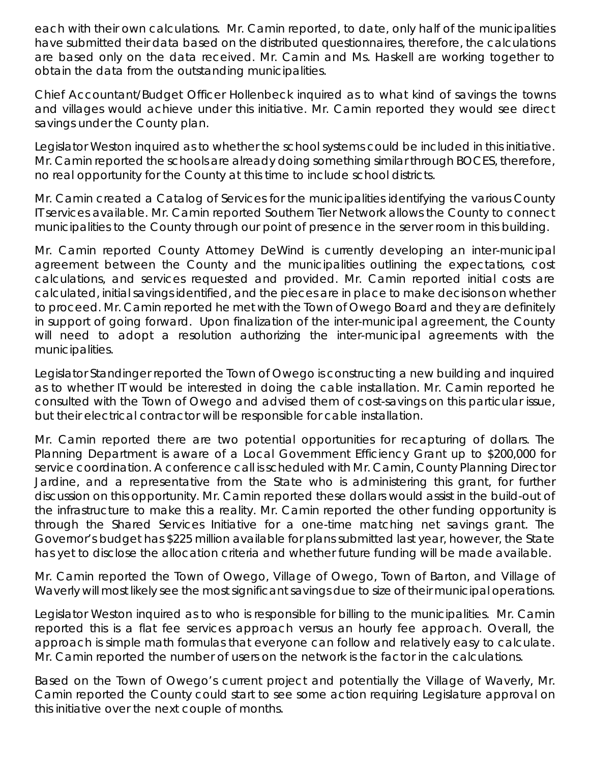each with their own calculations. Mr. Camin reported, to date, only half of the municipalities have submitted their data based on the distributed questionnaires, therefore, the calculations are based only on the data received. Mr. Camin and Ms. Haskell are working together to obtain the data from the outstanding municipalities.

Chief Accountant/Budget Officer Hollenbeck inquired as to what kind of savings the towns and villages would achieve under this initiative. Mr. Camin reported they would see direct savings under the County plan.

Legislator Weston inquired as to whether the school systems could be included in this initiative. Mr. Camin reported the schools are already doing something similar through BOCES, therefore, no real opportunity for the County at this time to include school districts.

Mr. Camin created a Catalog of Services for the municipalities identifying the various County IT services available. Mr. Camin reported Southern Tier Network allows the County to connect municipalities to the County through our point of presence in the server room in this building.

Mr. Camin reported County Attorney DeWind is currently developing an inter-municipal agreement between the County and the municipalities outlining the expectations, cost calculations, and services requested and provided. Mr. Camin reported initial costs are calculated, initial savings identified, and the pieces are in place to make decisions on whether to proceed. Mr. Camin reported he met with the Town of Owego Board and they are definitely in support of going forward. Upon finalization of the inter-municipal agreement, the County will need to adopt a resolution authorizing the inter-municipal agreements with the municipalities.

Legislator Standinger reported the Town of Owego is constructing a new building and inquired as to whether IT would be interested in doing the cable installation. Mr. Camin reported he consulted with the Town of Owego and advised them of cost-savings on this particular issue, but their electrical contractor will be responsible for cable installation.

Mr. Camin reported there are two potential opportunities for recapturing of dollars. The Planning Department is aware of a Local Government Efficiency Grant up to $200,000 for service coordination. A conference call is scheduled with Mr. Camin, County Planning Director Jardine, and a representative from the State who is administering this grant, for further discussion on this opportunity. Mr. Camin reported these dollars would assist in the build-out of the infrastructure to make this a reality. Mr. Camin reported the other funding opportunity is through the Shared Services Initiative for a one-time matching net savings grant. The Governor's budget has $225 million available for plans submitted last year, however, the State has yet to disclose the allocation criteria and whether future funding will be made available.

Mr. Camin reported the Town of Owego, Village of Owego, Town of Barton, and Village of Waverly will most likely see the most significant savings due to size of their municipal operations.

Legislator Weston inquired as to who is responsible for billing to the municipalities. Mr. Camin reported this is a flat fee services approach versus an hourly fee approach. Overall, the approach is simple math formulas that everyone can follow and relatively easy to calculate. Mr. Camin reported the number of users on the network is the factor in the calculations.

Based on the Town of Owego's current project and potentially the Village of Waverly, Mr. Camin reported the County could start to see some action requiring Legislature approval on this initiative over the next couple of months.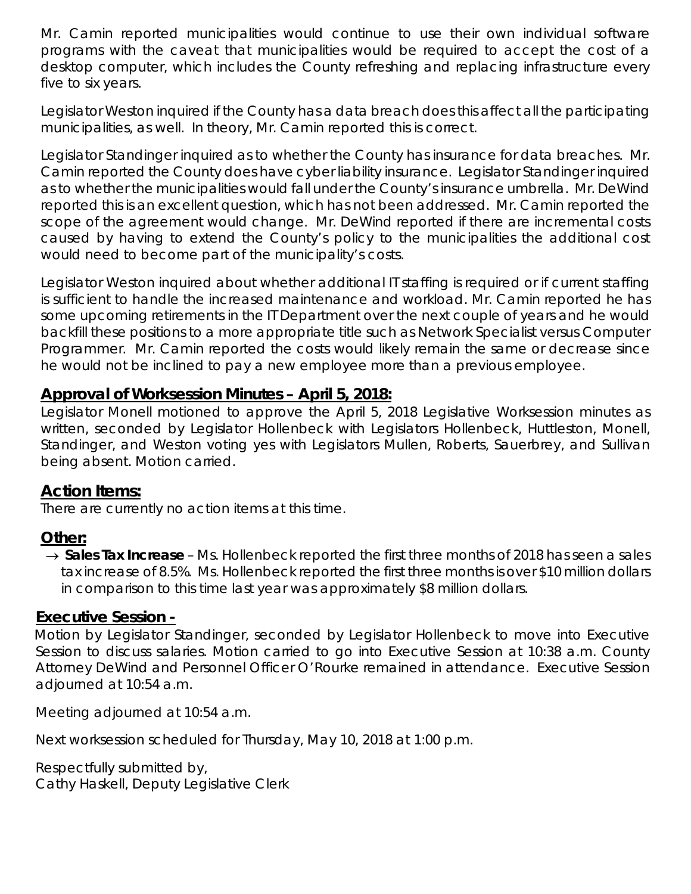Mr. Camin reported municipalities would continue to use their own individual software programs with the caveat that municipalities would be required to accept the cost of a desktop computer, which includes the County refreshing and replacing infrastructure every five to six years.

Legislator Weston inquired if the County has a data breach does this affect all the participating municipalities, as well. In theory, Mr. Camin reported this is correct.

Legislator Standinger inquired as to whether the County has insurance for data breaches. Mr. Camin reported the County does have cyber liability insurance. Legislator Standinger inquired as to whether the municipalities would fall under the County's insurance umbrella. Mr. DeWind reported this is an excellent question, which has not been addressed. Mr. Camin reported the scope of the agreement would change. Mr. DeWind reported if there are incremental costs caused by having to extend the County's policy to the municipalities the additional cost would need to become part of the municipality's costs.

Legislator Weston inquired about whether additional IT staffing is required or if current staffing is sufficient to handle the increased maintenance and workload. Mr. Camin reported he has some upcoming retirements in the IT Department over the next couple of years and he would backfill these positions to a more appropriate title such as Network Specialist versus Computer Programmer. Mr. Camin reported the costs would likely remain the same or decrease since he would not be inclined to pay a new employee more than a previous employee.

## Approval of Worksession Minutes – April 5, 2018:

Legislator Monell motioned to approve the April 5, 2018 Legislative Worksession minutes as written, seconded by Legislator Hollenbeck with Legislators Hollenbeck, Huttleston, Monell, Standinger, and Weston voting yes with Legislators Mullen, Roberts, Sauerbrey, and Sullivan being absent. Motion carried.

## Action Items:

There are currently no action items at this time.

## Other:

→ **Sales Tax Increase** – Ms. Hollenbeck reported the first three months of 2018 has seen a sales tax increase of 8.5%. Ms. Hollenbeck reported the first three months is over $10 million dollars in comparison to this time last year was approximately $8 million dollars.

## Executive Session -

Motion by Legislator Standinger, seconded by Legislator Hollenbeck to move into Executive Session to discuss salaries. Motion carried to go into Executive Session at 10:38 a.m. County Attorney DeWind and Personnel Officer O'Rourke remained in attendance. Executive Session adjourned at 10:54 a.m.

Meeting adjourned at 10:54 a.m.

Next worksession scheduled for Thursday, May 10, 2018 at 1:00 p.m.

Respectfully submitted by,
Cathy Haskell, Deputy Legislative Clerk